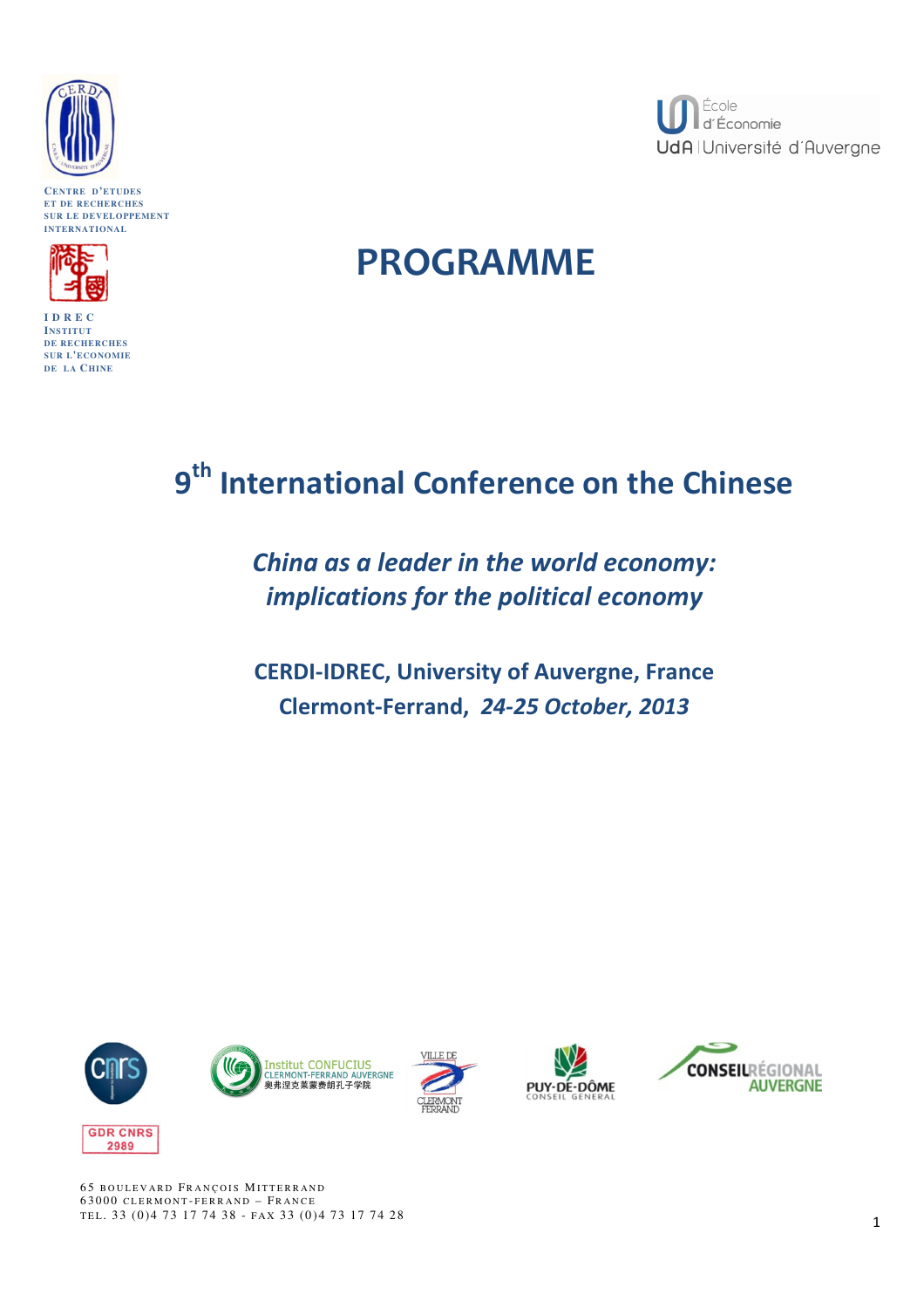CENTRE D'ETUDES
ET DE RECHERCHES
SUR LE DEVELOPPEMENT
INTERNATIONAL

IDREC
INSTITUT
DE RECHERCHES
SUR L'ECONOMIE
DE LA CHINE

École
d'Économie
UdA | Université d'Auvergne

# PROGRAMME

## 9th International Conference on the Chinese

***China as a leader in the world economy: implications for the political economy***

**CERDI-IDREC, University of Auvergne, France**
**Clermont-Ferrand, *24-25 October, 2013***

GDR CNRS 2989

Institut CONFUCIUS CLERMONT-FERRAND AUVERGNE 奥弗涅克莱蒙费朗孔子学院

VILLE DE CLERMONT FERRAND

PUY-DE-DÔME CONSEIL GENERAL

CONSEIL RÉGIONAL AUVERGNE

65 BOULEVARD FRANÇOIS MITTERRAND
63000 CLERMONT-FERRAND – FRANCE
TEL. 33 (0)4 73 17 74 38 - FAX 33 (0)4 73 17 74 28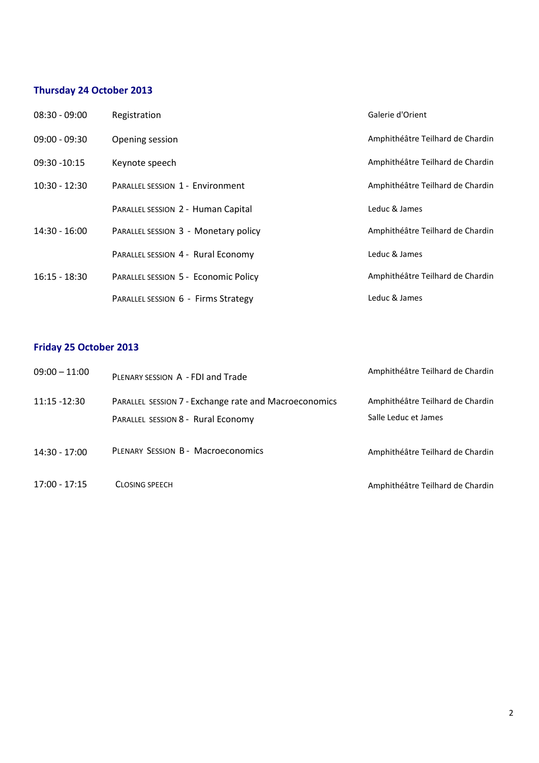### Thursday 24 October 2013

| | | |
|---|---|---|
| 08:30 - 09:00 | Registration | Galerie d'Orient |
| 09:00 - 09:30 | Opening session | Amphithéâtre Teilhard de Chardin |
| 09:30 -10:15 | Keynote speech | Amphithéâtre Teilhard de Chardin |
| 10:30 - 12:30 | PARALLEL SESSION 1 - Environment | Amphithéâtre Teilhard de Chardin |
| | PARALLEL SESSION 2 - Human Capital | Leduc & James |
| 14:30 - 16:00 | PARALLEL SESSION 3 - Monetary policy | Amphithéâtre Teilhard de Chardin |
| | PARALLEL SESSION 4 - Rural Economy | Leduc & James |
| 16:15 - 18:30 | PARALLEL SESSION 5 - Economic Policy | Amphithéâtre Teilhard de Chardin |
| | PARALLEL SESSION 6 - Firms Strategy | Leduc & James |

### Friday 25 October 2013

| | | |
|---|---|---|
| 09:00 – 11:00 | PLENARY SESSION A - FDI and Trade | Amphithéâtre Teilhard de Chardin |
| 11:15 -12:30 | PARALLEL SESSION 7 - Exchange rate and Macroeconomics | Amphithéâtre Teilhard de Chardin |
| | PARALLEL SESSION 8 - Rural Economy | Salle Leduc et James |
| 14:30 - 17:00 | PLENARY SESSION B - Macroeconomics | Amphithéâtre Teilhard de Chardin |
| 17:00 - 17:15 | CLOSING SPEECH | Amphithéâtre Teilhard de Chardin |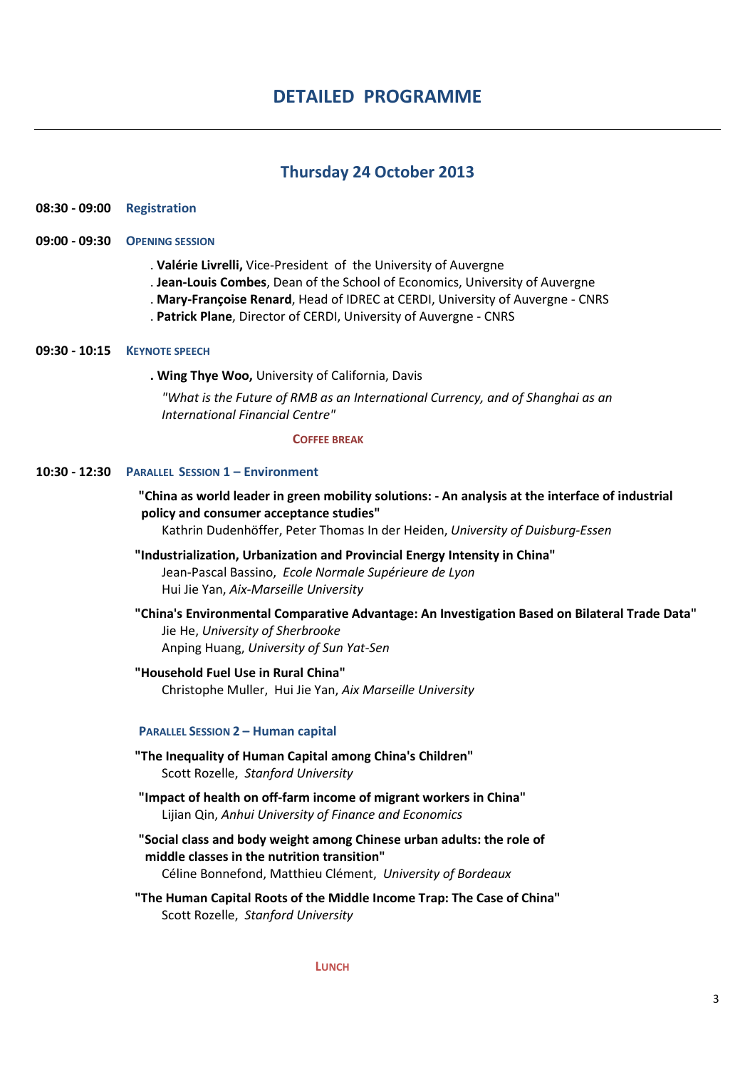# DETAILED PROGRAMME

## Thursday 24 October 2013

**08:30 - 09:00** **Registration**

**09:00 - 09:30** **OPENING SESSION**

- **Valérie Livrelli,** Vice-President of the University of Auvergne
- **Jean-Louis Combes**, Dean of the School of Economics, University of Auvergne
- **Mary-Françoise Renard**, Head of IDREC at CERDI, University of Auvergne - CNRS
- **Patrick Plane**, Director of CERDI, University of Auvergne - CNRS

**09:30 - 10:15** **KEYNOTE SPEECH**

- **Wing Thye Woo,** University of California, Davis

  *"What is the Future of RMB as an International Currency, and of Shanghai as an International Financial Centre"*

**COFFEE BREAK**

**10:30 - 12:30** **PARALLEL SESSION 1 – Environment**

**"China as world leader in green mobility solutions: - An analysis at the interface of industrial policy and consumer acceptance studies"**
Kathrin Dudenhöffer, Peter Thomas In der Heiden, *University of Duisburg-Essen*

**"Industrialization, Urbanization and Provincial Energy Intensity in China"**
Jean-Pascal Bassino, *Ecole Normale Supérieure de Lyon*
Hui Jie Yan, *Aix-Marseille University*

**"China's Environmental Comparative Advantage: An Investigation Based on Bilateral Trade Data"**
Jie He, *University of Sherbrooke*
Anping Huang, *University of Sun Yat-Sen*

**"Household Fuel Use in Rural China"**
Christophe Muller, Hui Jie Yan, *Aix Marseille University*

**PARALLEL SESSION 2 – Human capital**

**"The Inequality of Human Capital among China's Children"**
Scott Rozelle, *Stanford University*

**"Impact of health on off-farm income of migrant workers in China"**
Lijian Qin, *Anhui University of Finance and Economics*

**"Social class and body weight among Chinese urban adults: the role of middle classes in the nutrition transition"**
Céline Bonnefond, Matthieu Clément, *University of Bordeaux*

**"The Human Capital Roots of the Middle Income Trap: The Case of China"**
Scott Rozelle, *Stanford University*

**LUNCH**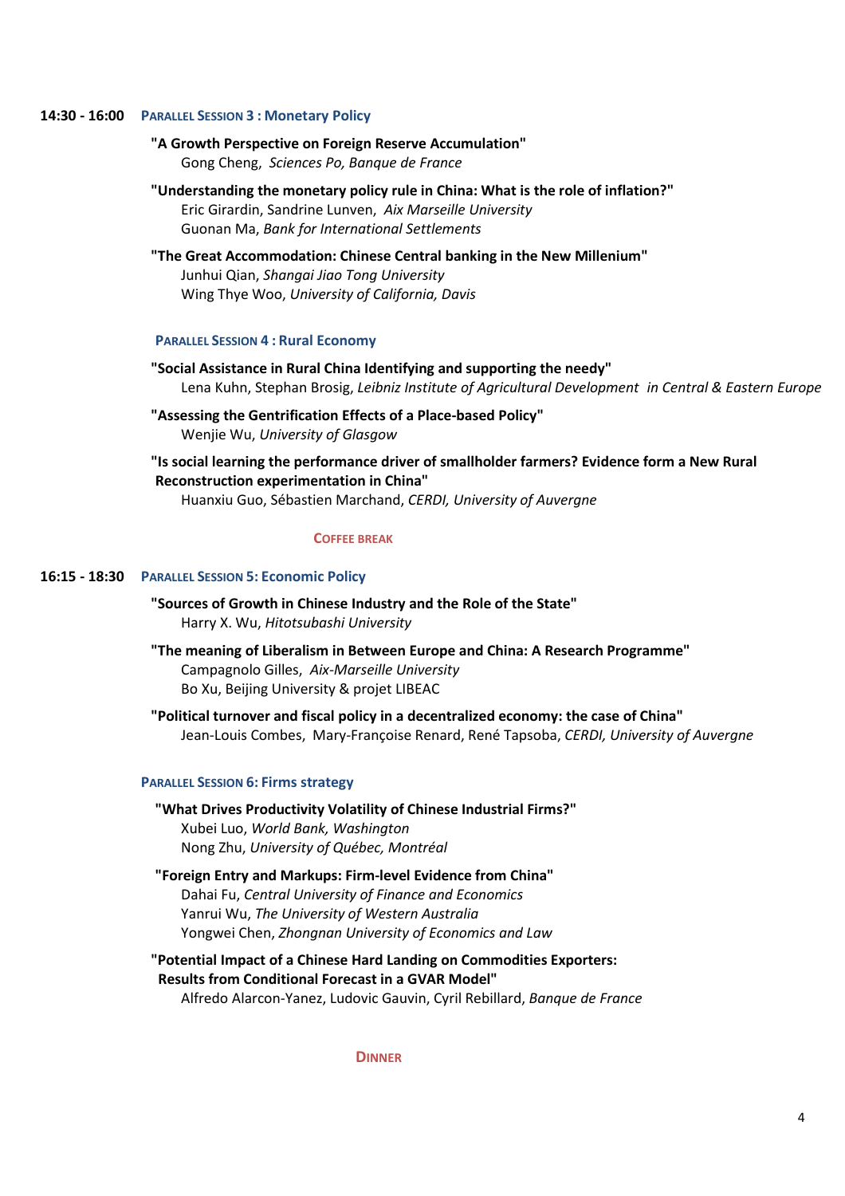**14:30 - 16:00** **PARALLEL SESSION 3 : Monetary Policy**

**"A Growth Perspective on Foreign Reserve Accumulation"**
Gong Cheng, *Sciences Po, Banque de France*

**"Understanding the monetary policy rule in China: What is the role of inflation?"**
Eric Girardin, Sandrine Lunven, *Aix Marseille University*
Guonan Ma, *Bank for International Settlements*

**"The Great Accommodation: Chinese Central banking in the New Millenium"**
Junhui Qian, *Shangai Jiao Tong University*
Wing Thye Woo, *University of California, Davis*

**PARALLEL SESSION 4 : Rural Economy**

**"Social Assistance in Rural China Identifying and supporting the needy"**
Lena Kuhn, Stephan Brosig, *Leibniz Institute of Agricultural Development in Central & Eastern Europe*

**"Assessing the Gentrification Effects of a Place-based Policy"**
Wenjie Wu, *University of Glasgow*

**"Is social learning the performance driver of smallholder farmers? Evidence form a New Rural Reconstruction experimentation in China"**
Huanxiu Guo, Sébastien Marchand, *CERDI, University of Auvergne*

**COFFEE BREAK**

**16:15 - 18:30** **PARALLEL SESSION 5: Economic Policy**

**"Sources of Growth in Chinese Industry and the Role of the State"**
Harry X. Wu, *Hitotsubashi University*

**"The meaning of Liberalism in Between Europe and China: A Research Programme"**
Campagnolo Gilles, *Aix-Marseille University*
Bo Xu, Beijing University & projet LIBEAC

**"Political turnover and fiscal policy in a decentralized economy: the case of China"**
Jean-Louis Combes, Mary-Françoise Renard, René Tapsoba, *CERDI, University of Auvergne*

**PARALLEL SESSION 6: Firms strategy**

**"What Drives Productivity Volatility of Chinese Industrial Firms?"**
Xubei Luo, *World Bank, Washington*
Nong Zhu, *University of Québec, Montréal*

**"Foreign Entry and Markups: Firm-level Evidence from China"**
Dahai Fu, *Central University of Finance and Economics*
Yanrui Wu, *The University of Western Australia*
Yongwei Chen, *Zhongnan University of Economics and Law*

**"Potential Impact of a Chinese Hard Landing on Commodities Exporters: Results from Conditional Forecast in a GVAR Model"**
Alfredo Alarcon-Yanez, Ludovic Gauvin, Cyril Rebillard, *Banque de France*

**DINNER**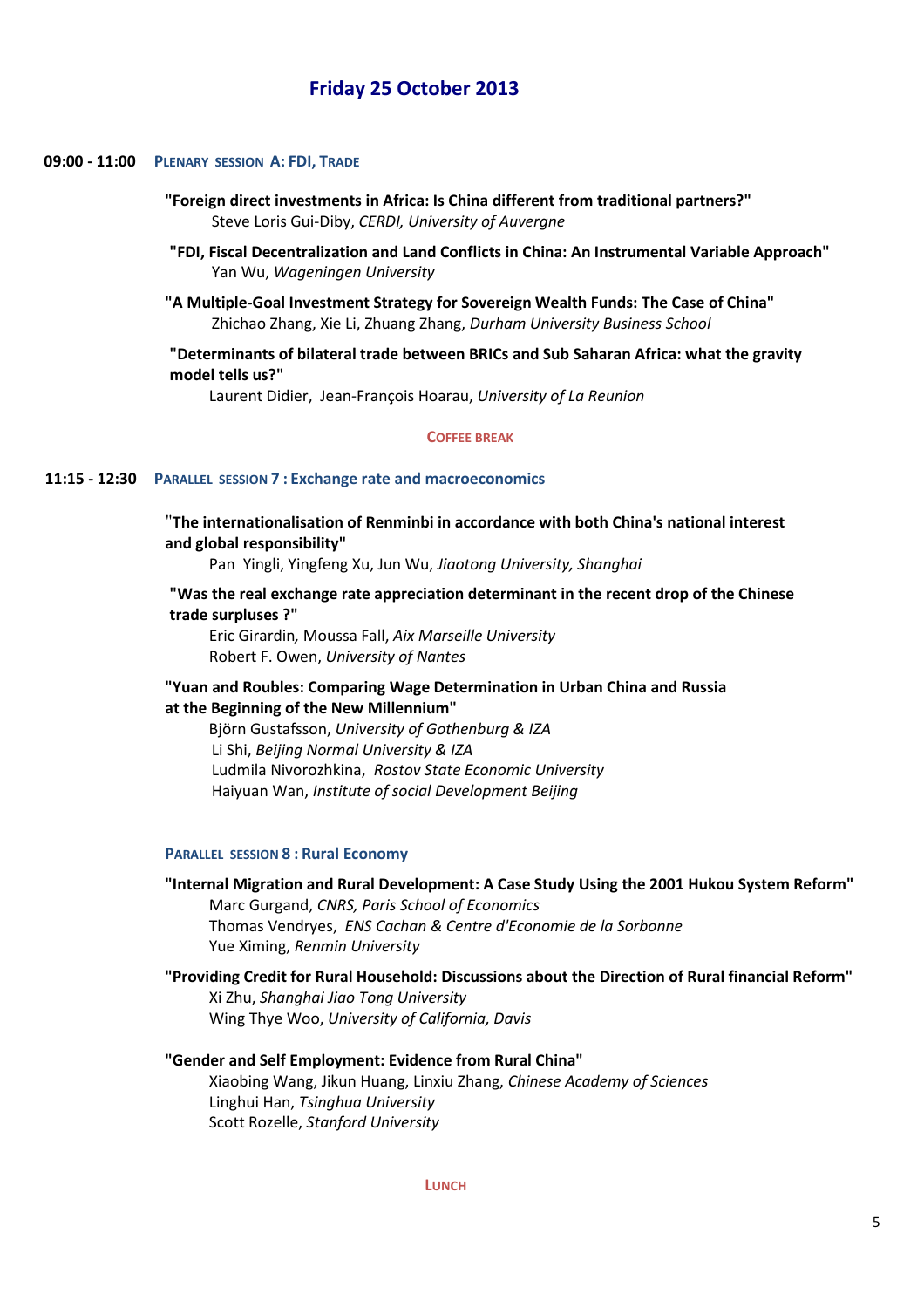# Friday 25 October 2013

**09:00 - 11:00** **PLENARY SESSION A: FDI, TRADE**

**"Foreign direct investments in Africa: Is China different from traditional partners?"**
Steve Loris Gui-Diby, *CERDI, University of Auvergne*

**"FDI, Fiscal Decentralization and Land Conflicts in China: An Instrumental Variable Approach"**
Yan Wu, *Wageningen University*

**"A Multiple-Goal Investment Strategy for Sovereign Wealth Funds: The Case of China"**
Zhichao Zhang, Xie Li, Zhuang Zhang, *Durham University Business School*

**"Determinants of bilateral trade between BRICs and Sub Saharan Africa: what the gravity model tells us?"**
Laurent Didier, Jean-François Hoarau, *University of La Reunion*

**COFFEE BREAK**

**11:15 - 12:30** **PARALLEL SESSION 7 : Exchange rate and macroeconomics**

**"The internationalisation of Renminbi in accordance with both China's national interest and global responsibility"**
Pan Yingli, Yingfeng Xu, Jun Wu, *Jiaotong University, Shanghai*

**"Was the real exchange rate appreciation determinant in the recent drop of the Chinese trade surpluses ?"**
Eric Girardin, Moussa Fall, *Aix Marseille University*
Robert F. Owen, *University of Nantes*

**"Yuan and Roubles: Comparing Wage Determination in Urban China and Russia at the Beginning of the New Millennium"**
Björn Gustafsson, *University of Gothenburg & IZA*
Li Shi, *Beijing Normal University & IZA*
Ludmila Nivorozhkina, *Rostov State Economic University*
Haiyuan Wan, *Institute of social Development Beijing*

**PARALLEL SESSION 8 : Rural Economy**

**"Internal Migration and Rural Development: A Case Study Using the 2001 Hukou System Reform"**
Marc Gurgand, *CNRS, Paris School of Economics*
Thomas Vendryes, *ENS Cachan & Centre d'Economie de la Sorbonne*
Yue Ximing, *Renmin University*

**"Providing Credit for Rural Household: Discussions about the Direction of Rural financial Reform"**
Xi Zhu, *Shanghai Jiao Tong University*
Wing Thye Woo, *University of California, Davis*

**"Gender and Self Employment: Evidence from Rural China"**
Xiaobing Wang, Jikun Huang, Linxiu Zhang, *Chinese Academy of Sciences*
Linghui Han, *Tsinghua University*
Scott Rozelle, *Stanford University*

**LUNCH**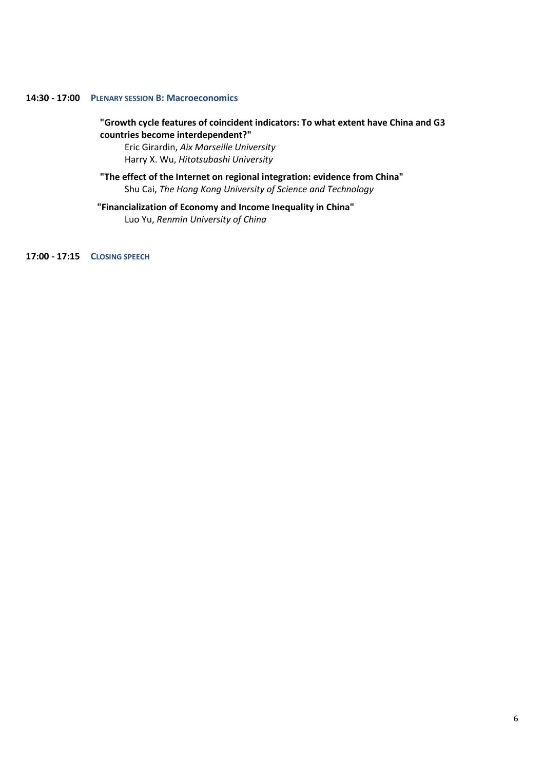**14:30 - 17:00** **PLENARY SESSION B: Macroeconomics**

**"Growth cycle features of coincident indicators: To what extent have China and G3 countries become interdependent?"**

Eric Girardin, *Aix Marseille University*
Harry X. Wu, *Hitotsubashi University*

**"The effect of the Internet on regional integration: evidence from China"**

Shu Cai, *The Hong Kong University of Science and Technology*

**"Financialization of Economy and Income Inequality in China"**

Luo Yu, *Renmin University of China*

**17:00 - 17:15** **CLOSING SPEECH**